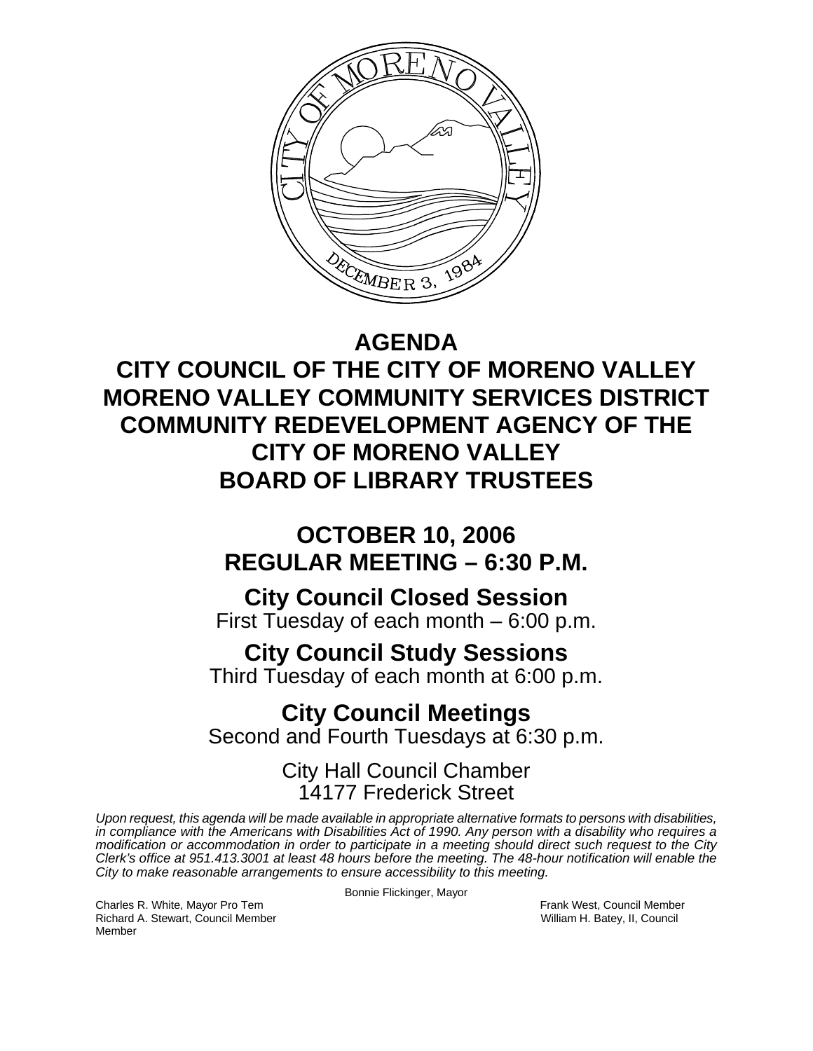# AGENDA

# CITY COUNCIL OF THE CITY OF MORENO VALLEY
# MORENO VALLEY COMMUNITY SERVICES DISTRICT
# COMMUNITY REDEVELOPMENT AGENCY OF THE CITY OF MORENO VALLEY
# BOARD OF LIBRARY TRUSTEES

## OCTOBER 10, 2006
## REGULAR MEETING – 6:30 P.M.

### City Council Closed Session
First Tuesday of each month – 6:00 p.m.

### City Council Study Sessions
Third Tuesday of each month at 6:00 p.m.

### City Council Meetings
Second and Fourth Tuesdays at 6:30 p.m.

City Hall Council Chamber
14177 Frederick Street

*Upon request, this agenda will be made available in appropriate alternative formats to persons with disabilities, in compliance with the Americans with Disabilities Act of 1990. Any person with a disability who requires a modification or accommodation in order to participate in a meeting should direct such request to the City Clerk's office at 951.413.3001 at least 48 hours before the meeting. The 48-hour notification will enable the City to make reasonable arrangements to ensure accessibility to this meeting.*

Bonnie Flickinger, Mayor

Charles R. White, Mayor Pro Tem
Frank West, Council Member
Richard A. Stewart, Council Member
William H. Batey, II, Council Member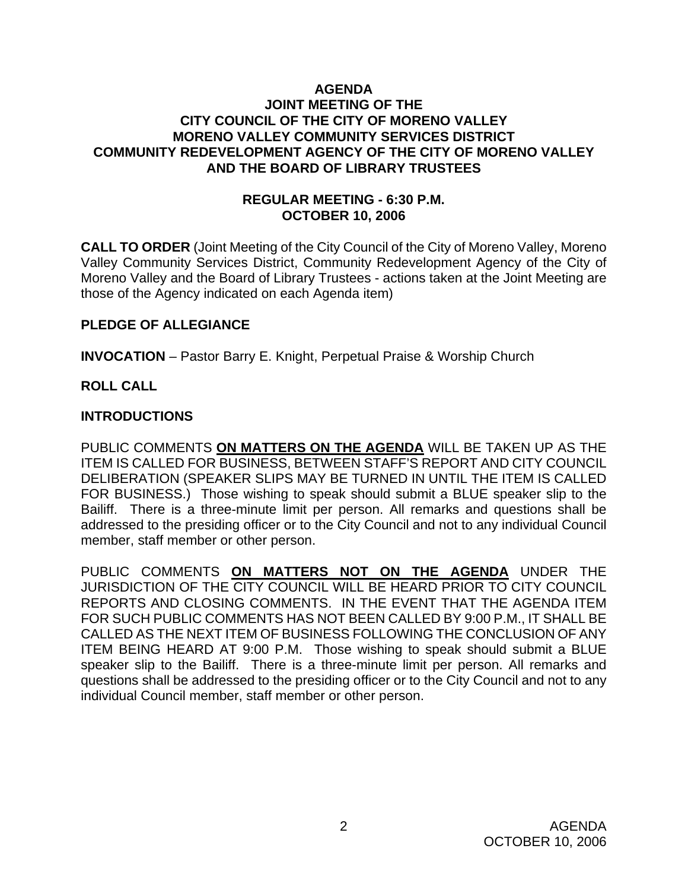**AGENDA**
**JOINT MEETING OF THE**
**CITY COUNCIL OF THE CITY OF MORENO VALLEY**
**MORENO VALLEY COMMUNITY SERVICES DISTRICT**
**COMMUNITY REDEVELOPMENT AGENCY OF THE CITY OF MORENO VALLEY**
**AND THE BOARD OF LIBRARY TRUSTEES**

**REGULAR MEETING - 6:30 P.M.**
**OCTOBER 10, 2006**

**CALL TO ORDER** (Joint Meeting of the City Council of the City of Moreno Valley, Moreno Valley Community Services District, Community Redevelopment Agency of the City of Moreno Valley and the Board of Library Trustees - actions taken at the Joint Meeting are those of the Agency indicated on each Agenda item)

**PLEDGE OF ALLEGIANCE**

**INVOCATION** – Pastor Barry E. Knight, Perpetual Praise & Worship Church

**ROLL CALL**

**INTRODUCTIONS**

PUBLIC COMMENTS **ON MATTERS ON THE AGENDA** WILL BE TAKEN UP AS THE ITEM IS CALLED FOR BUSINESS, BETWEEN STAFF'S REPORT AND CITY COUNCIL DELIBERATION (SPEAKER SLIPS MAY BE TURNED IN UNTIL THE ITEM IS CALLED FOR BUSINESS.) Those wishing to speak should submit a BLUE speaker slip to the Bailiff. There is a three-minute limit per person. All remarks and questions shall be addressed to the presiding officer or to the City Council and not to any individual Council member, staff member or other person.

PUBLIC COMMENTS **ON MATTERS NOT ON THE AGENDA** UNDER THE JURISDICTION OF THE CITY COUNCIL WILL BE HEARD PRIOR TO CITY COUNCIL REPORTS AND CLOSING COMMENTS. IN THE EVENT THAT THE AGENDA ITEM FOR SUCH PUBLIC COMMENTS HAS NOT BEEN CALLED BY 9:00 P.M., IT SHALL BE CALLED AS THE NEXT ITEM OF BUSINESS FOLLOWING THE CONCLUSION OF ANY ITEM BEING HEARD AT 9:00 P.M. Those wishing to speak should submit a BLUE speaker slip to the Bailiff. There is a three-minute limit per person. All remarks and questions shall be addressed to the presiding officer or to the City Council and not to any individual Council member, staff member or other person.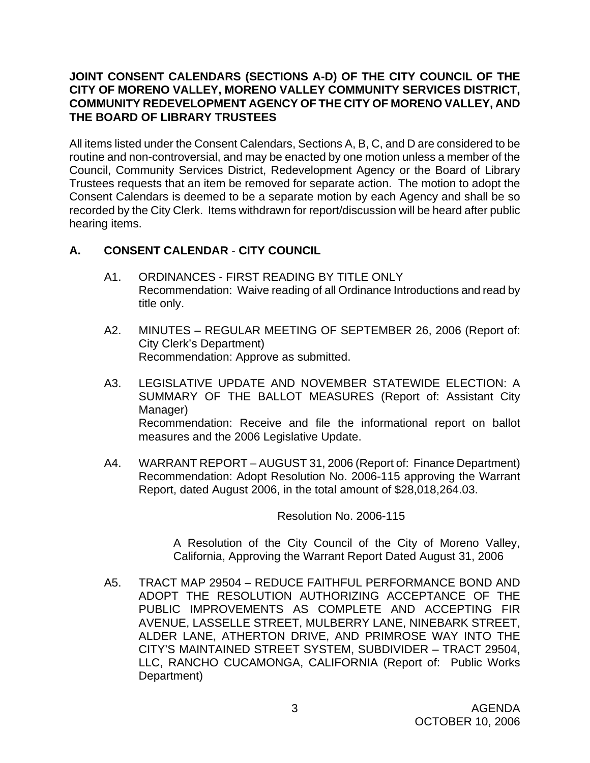**JOINT CONSENT CALENDARS (SECTIONS A-D) OF THE CITY COUNCIL OF THE CITY OF MORENO VALLEY, MORENO VALLEY COMMUNITY SERVICES DISTRICT, COMMUNITY REDEVELOPMENT AGENCY OF THE CITY OF MORENO VALLEY, AND THE BOARD OF LIBRARY TRUSTEES**

All items listed under the Consent Calendars, Sections A, B, C, and D are considered to be routine and non-controversial, and may be enacted by one motion unless a member of the Council, Community Services District, Redevelopment Agency or the Board of Library Trustees requests that an item be removed for separate action. The motion to adopt the Consent Calendars is deemed to be a separate motion by each Agency and shall be so recorded by the City Clerk. Items withdrawn for report/discussion will be heard after public hearing items.

## A. CONSENT CALENDAR - CITY COUNCIL

A1. ORDINANCES - FIRST READING BY TITLE ONLY
Recommendation: Waive reading of all Ordinance Introductions and read by title only.

A2. MINUTES – REGULAR MEETING OF SEPTEMBER 26, 2006 (Report of: City Clerk's Department)
Recommendation: Approve as submitted.

A3. LEGISLATIVE UPDATE AND NOVEMBER STATEWIDE ELECTION: A SUMMARY OF THE BALLOT MEASURES (Report of: Assistant City Manager)
Recommendation: Receive and file the informational report on ballot measures and the 2006 Legislative Update.

A4. WARRANT REPORT – AUGUST 31, 2006 (Report of: Finance Department)
Recommendation: Adopt Resolution No. 2006-115 approving the Warrant Report, dated August 2006, in the total amount of $28,018,264.03.

Resolution No. 2006-115

A Resolution of the City Council of the City of Moreno Valley, California, Approving the Warrant Report Dated August 31, 2006

A5. TRACT MAP 29504 – REDUCE FAITHFUL PERFORMANCE BOND AND ADOPT THE RESOLUTION AUTHORIZING ACCEPTANCE OF THE PUBLIC IMPROVEMENTS AS COMPLETE AND ACCEPTING FIR AVENUE, LASSELLE STREET, MULBERRY LANE, NINEBARK STREET, ALDER LANE, ATHERTON DRIVE, AND PRIMROSE WAY INTO THE CITY'S MAINTAINED STREET SYSTEM, SUBDIVIDER – TRACT 29504, LLC, RANCHO CUCAMONGA, CALIFORNIA (Report of: Public Works Department)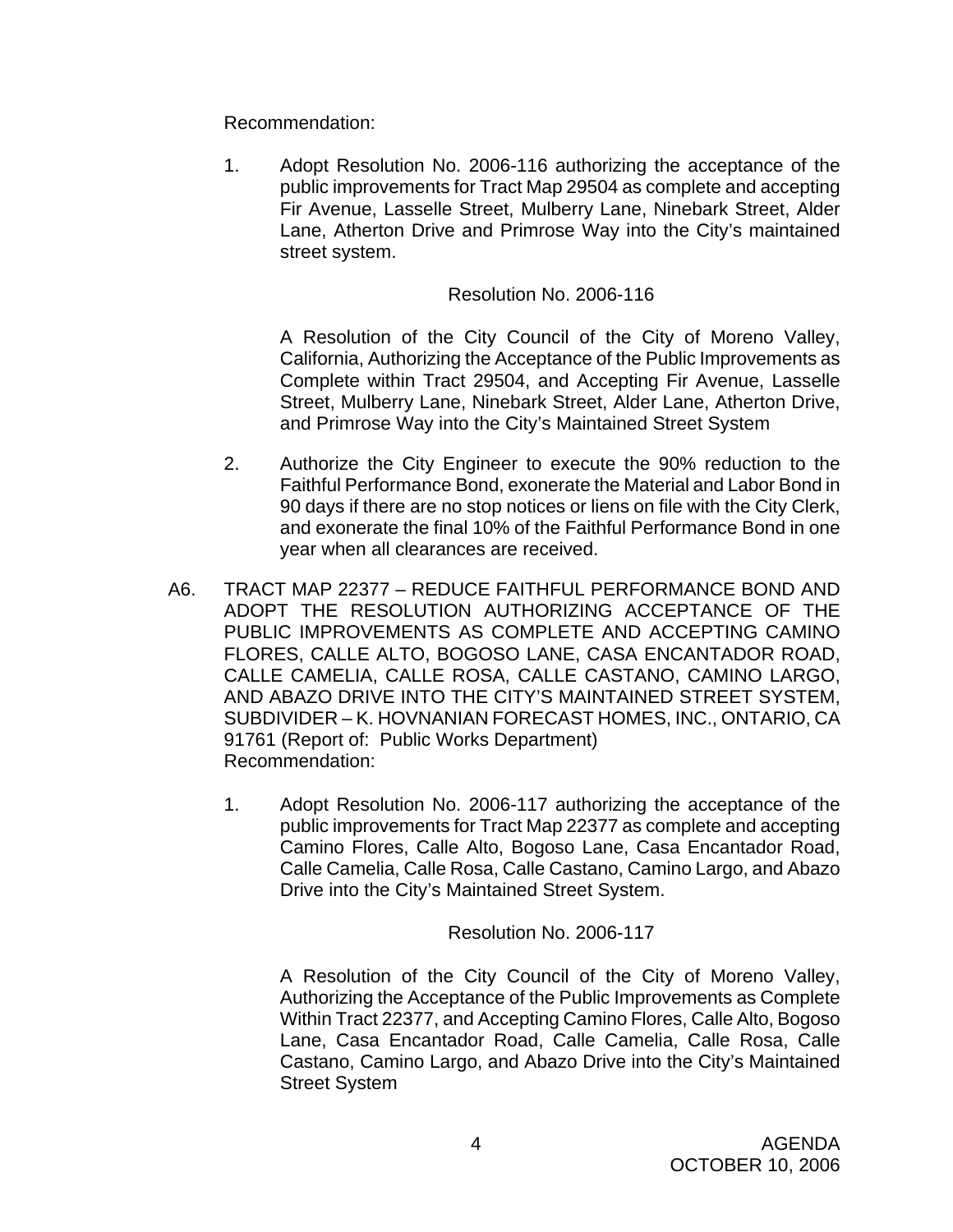Recommendation:

1. Adopt Resolution No. 2006-116 authorizing the acceptance of the public improvements for Tract Map 29504 as complete and accepting Fir Avenue, Lasselle Street, Mulberry Lane, Ninebark Street, Alder Lane, Atherton Drive and Primrose Way into the City's maintained street system.

   Resolution No. 2006-116

   A Resolution of the City Council of the City of Moreno Valley, California, Authorizing the Acceptance of the Public Improvements as Complete within Tract 29504, and Accepting Fir Avenue, Lasselle Street, Mulberry Lane, Ninebark Street, Alder Lane, Atherton Drive, and Primrose Way into the City's Maintained Street System

2. Authorize the City Engineer to execute the 90% reduction to the Faithful Performance Bond, exonerate the Material and Labor Bond in 90 days if there are no stop notices or liens on file with the City Clerk, and exonerate the final 10% of the Faithful Performance Bond in one year when all clearances are received.

A6. TRACT MAP 22377 – REDUCE FAITHFUL PERFORMANCE BOND AND ADOPT THE RESOLUTION AUTHORIZING ACCEPTANCE OF THE PUBLIC IMPROVEMENTS AS COMPLETE AND ACCEPTING CAMINO FLORES, CALLE ALTO, BOGOSO LANE, CASA ENCANTADOR ROAD, CALLE CAMELIA, CALLE ROSA, CALLE CASTANO, CAMINO LARGO, AND ABAZO DRIVE INTO THE CITY'S MAINTAINED STREET SYSTEM, SUBDIVIDER – K. HOVNANIAN FORECAST HOMES, INC., ONTARIO, CA 91761 (Report of: Public Works Department)
Recommendation:

1. Adopt Resolution No. 2006-117 authorizing the acceptance of the public improvements for Tract Map 22377 as complete and accepting Camino Flores, Calle Alto, Bogoso Lane, Casa Encantador Road, Calle Camelia, Calle Rosa, Calle Castano, Camino Largo, and Abazo Drive into the City's Maintained Street System.

   Resolution No. 2006-117

   A Resolution of the City Council of the City of Moreno Valley, Authorizing the Acceptance of the Public Improvements as Complete Within Tract 22377, and Accepting Camino Flores, Calle Alto, Bogoso Lane, Casa Encantador Road, Calle Camelia, Calle Rosa, Calle Castano, Camino Largo, and Abazo Drive into the City's Maintained Street System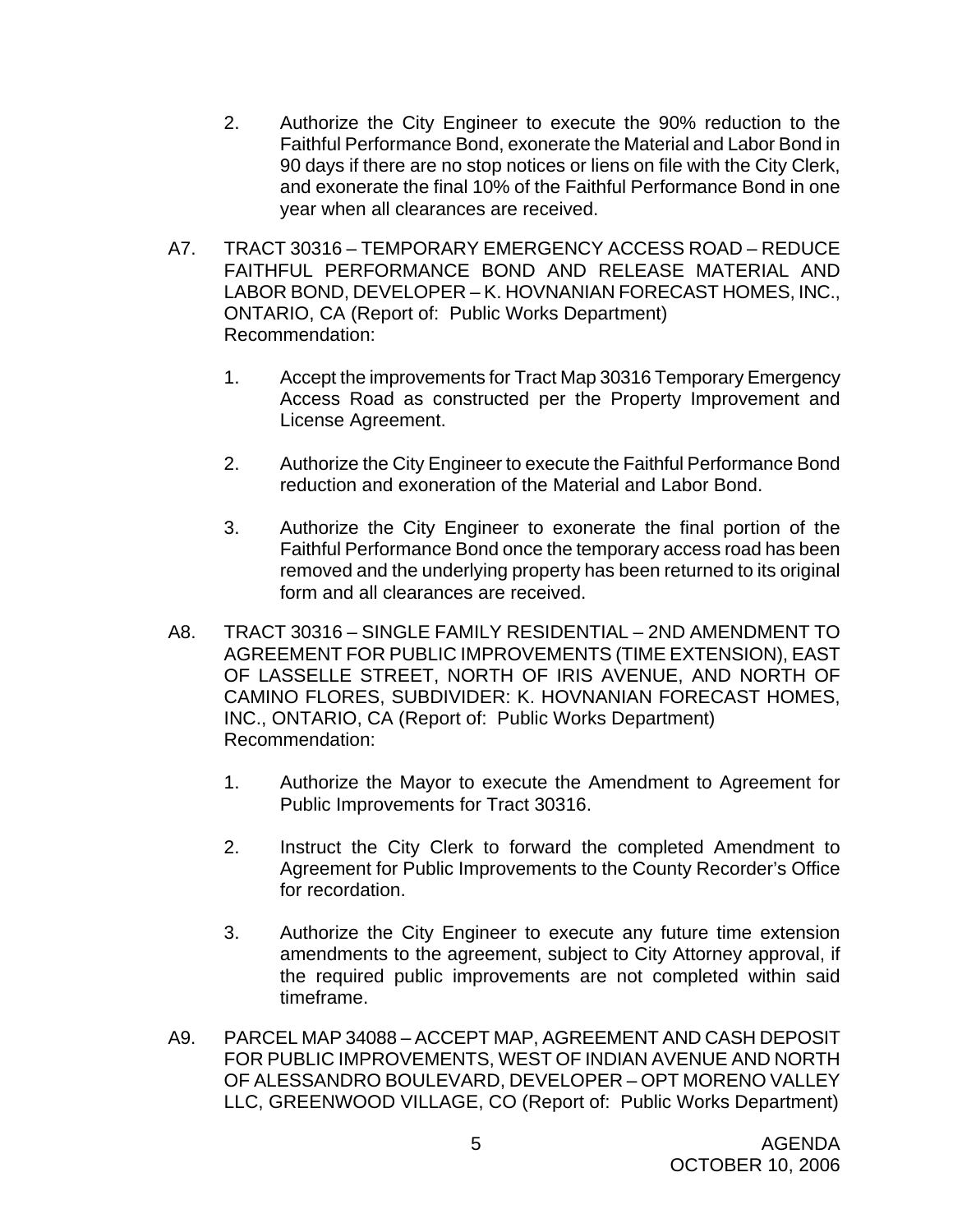2. Authorize the City Engineer to execute the 90% reduction to the Faithful Performance Bond, exonerate the Material and Labor Bond in 90 days if there are no stop notices or liens on file with the City Clerk, and exonerate the final 10% of the Faithful Performance Bond in one year when all clearances are received.

A7. TRACT 30316 – TEMPORARY EMERGENCY ACCESS ROAD – REDUCE FAITHFUL PERFORMANCE BOND AND RELEASE MATERIAL AND LABOR BOND, DEVELOPER – K. HOVNANIAN FORECAST HOMES, INC., ONTARIO, CA (Report of: Public Works Department)
Recommendation:

1. Accept the improvements for Tract Map 30316 Temporary Emergency Access Road as constructed per the Property Improvement and License Agreement.

2. Authorize the City Engineer to execute the Faithful Performance Bond reduction and exoneration of the Material and Labor Bond.

3. Authorize the City Engineer to exonerate the final portion of the Faithful Performance Bond once the temporary access road has been removed and the underlying property has been returned to its original form and all clearances are received.

A8. TRACT 30316 – SINGLE FAMILY RESIDENTIAL – 2ND AMENDMENT TO AGREEMENT FOR PUBLIC IMPROVEMENTS (TIME EXTENSION), EAST OF LASSELLE STREET, NORTH OF IRIS AVENUE, AND NORTH OF CAMINO FLORES, SUBDIVIDER: K. HOVNANIAN FORECAST HOMES, INC., ONTARIO, CA (Report of: Public Works Department)
Recommendation:

1. Authorize the Mayor to execute the Amendment to Agreement for Public Improvements for Tract 30316.

2. Instruct the City Clerk to forward the completed Amendment to Agreement for Public Improvements to the County Recorder's Office for recordation.

3. Authorize the City Engineer to execute any future time extension amendments to the agreement, subject to City Attorney approval, if the required public improvements are not completed within said timeframe.

A9. PARCEL MAP 34088 – ACCEPT MAP, AGREEMENT AND CASH DEPOSIT FOR PUBLIC IMPROVEMENTS, WEST OF INDIAN AVENUE AND NORTH OF ALESSANDRO BOULEVARD, DEVELOPER – OPT MORENO VALLEY LLC, GREENWOOD VILLAGE, CO (Report of: Public Works Department)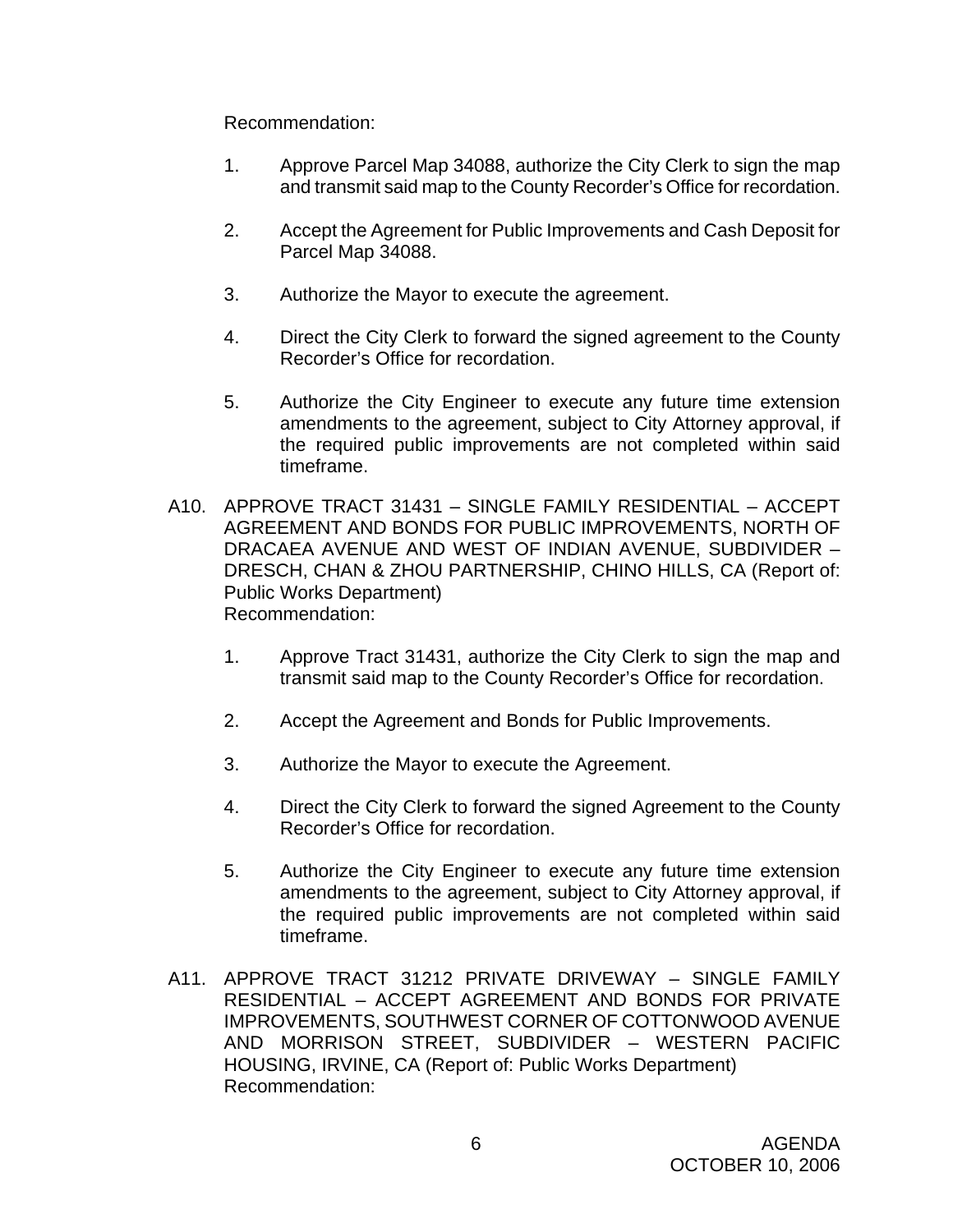Recommendation:

1. Approve Parcel Map 34088, authorize the City Clerk to sign the map and transmit said map to the County Recorder's Office for recordation.

2. Accept the Agreement for Public Improvements and Cash Deposit for Parcel Map 34088.

3. Authorize the Mayor to execute the agreement.

4. Direct the City Clerk to forward the signed agreement to the County Recorder's Office for recordation.

5. Authorize the City Engineer to execute any future time extension amendments to the agreement, subject to City Attorney approval, if the required public improvements are not completed within said timeframe.

A10. APPROVE TRACT 31431 – SINGLE FAMILY RESIDENTIAL – ACCEPT AGREEMENT AND BONDS FOR PUBLIC IMPROVEMENTS, NORTH OF DRACAEA AVENUE AND WEST OF INDIAN AVENUE, SUBDIVIDER – DRESCH, CHAN & ZHOU PARTNERSHIP, CHINO HILLS, CA (Report of: Public Works Department)
Recommendation:

1. Approve Tract 31431, authorize the City Clerk to sign the map and transmit said map to the County Recorder's Office for recordation.

2. Accept the Agreement and Bonds for Public Improvements.

3. Authorize the Mayor to execute the Agreement.

4. Direct the City Clerk to forward the signed Agreement to the County Recorder's Office for recordation.

5. Authorize the City Engineer to execute any future time extension amendments to the agreement, subject to City Attorney approval, if the required public improvements are not completed within said timeframe.

A11. APPROVE TRACT 31212 PRIVATE DRIVEWAY – SINGLE FAMILY RESIDENTIAL – ACCEPT AGREEMENT AND BONDS FOR PRIVATE IMPROVEMENTS, SOUTHWEST CORNER OF COTTONWOOD AVENUE AND MORRISON STREET, SUBDIVIDER – WESTERN PACIFIC HOUSING, IRVINE, CA (Report of: Public Works Department)
Recommendation: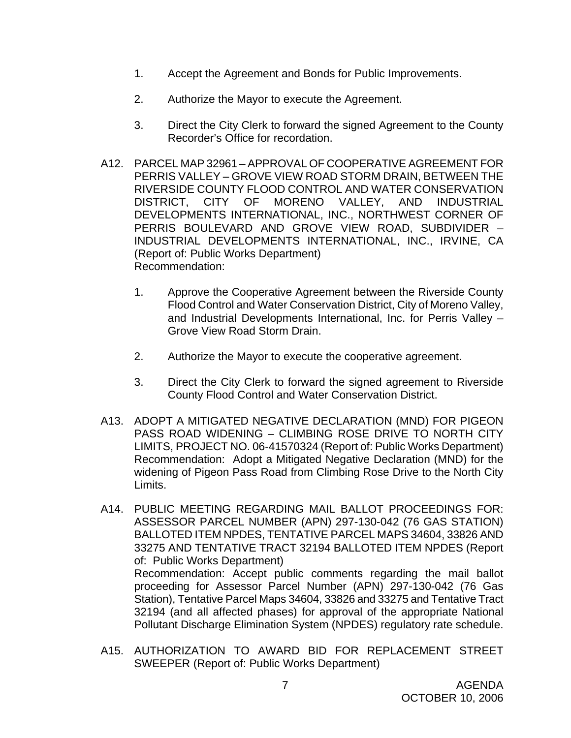1. Accept the Agreement and Bonds for Public Improvements.

2. Authorize the Mayor to execute the Agreement.

3. Direct the City Clerk to forward the signed Agreement to the County Recorder's Office for recordation.

A12. PARCEL MAP 32961 – APPROVAL OF COOPERATIVE AGREEMENT FOR PERRIS VALLEY – GROVE VIEW ROAD STORM DRAIN, BETWEEN THE RIVERSIDE COUNTY FLOOD CONTROL AND WATER CONSERVATION DISTRICT, CITY OF MORENO VALLEY, AND INDUSTRIAL DEVELOPMENTS INTERNATIONAL, INC., NORTHWEST CORNER OF PERRIS BOULEVARD AND GROVE VIEW ROAD, SUBDIVIDER – INDUSTRIAL DEVELOPMENTS INTERNATIONAL, INC., IRVINE, CA (Report of: Public Works Department)
Recommendation:

1. Approve the Cooperative Agreement between the Riverside County Flood Control and Water Conservation District, City of Moreno Valley, and Industrial Developments International, Inc. for Perris Valley – Grove View Road Storm Drain.

2. Authorize the Mayor to execute the cooperative agreement.

3. Direct the City Clerk to forward the signed agreement to Riverside County Flood Control and Water Conservation District.

A13. ADOPT A MITIGATED NEGATIVE DECLARATION (MND) FOR PIGEON PASS ROAD WIDENING – CLIMBING ROSE DRIVE TO NORTH CITY LIMITS, PROJECT NO. 06-41570324 (Report of: Public Works Department)
Recommendation: Adopt a Mitigated Negative Declaration (MND) for the widening of Pigeon Pass Road from Climbing Rose Drive to the North City Limits.

A14. PUBLIC MEETING REGARDING MAIL BALLOT PROCEEDINGS FOR: ASSESSOR PARCEL NUMBER (APN) 297-130-042 (76 GAS STATION) BALLOTED ITEM NPDES, TENTATIVE PARCEL MAPS 34604, 33826 AND 33275 AND TENTATIVE TRACT 32194 BALLOTED ITEM NPDES (Report of: Public Works Department)
Recommendation: Accept public comments regarding the mail ballot proceeding for Assessor Parcel Number (APN) 297-130-042 (76 Gas Station), Tentative Parcel Maps 34604, 33826 and 33275 and Tentative Tract 32194 (and all affected phases) for approval of the appropriate National Pollutant Discharge Elimination System (NPDES) regulatory rate schedule.

A15. AUTHORIZATION TO AWARD BID FOR REPLACEMENT STREET SWEEPER (Report of: Public Works Department)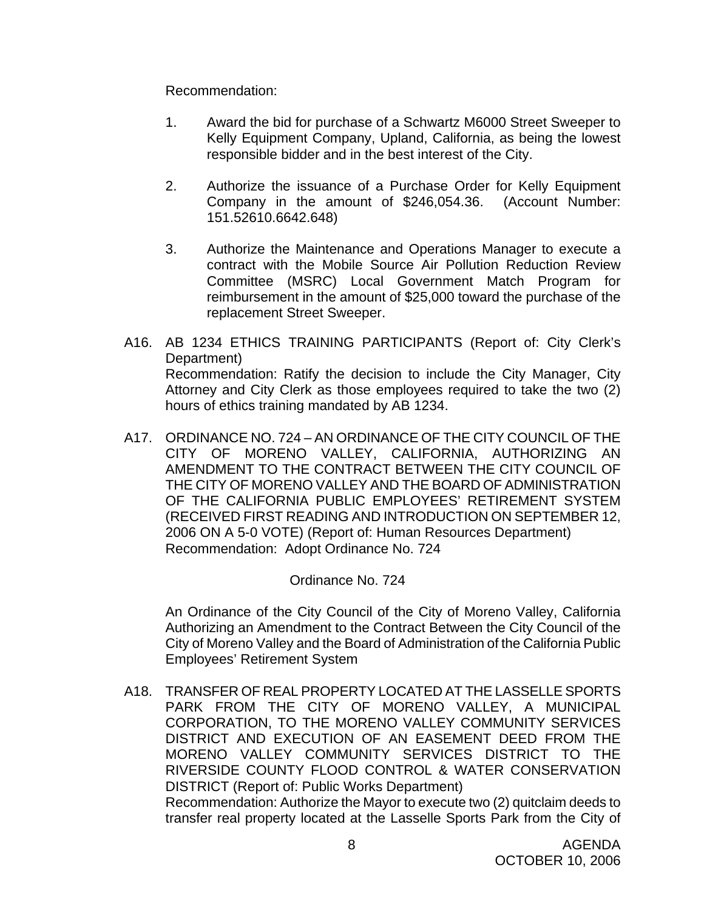Recommendation:

1. Award the bid for purchase of a Schwartz M6000 Street Sweeper to Kelly Equipment Company, Upland, California, as being the lowest responsible bidder and in the best interest of the City.

2. Authorize the issuance of a Purchase Order for Kelly Equipment Company in the amount of $246,054.36. (Account Number: 151.52610.6642.648)

3. Authorize the Maintenance and Operations Manager to execute a contract with the Mobile Source Air Pollution Reduction Review Committee (MSRC) Local Government Match Program for reimbursement in the amount of $25,000 toward the purchase of the replacement Street Sweeper.

A16. AB 1234 ETHICS TRAINING PARTICIPANTS (Report of: City Clerk's Department)
Recommendation: Ratify the decision to include the City Manager, City Attorney and City Clerk as those employees required to take the two (2) hours of ethics training mandated by AB 1234.

A17. ORDINANCE NO. 724 – AN ORDINANCE OF THE CITY COUNCIL OF THE CITY OF MORENO VALLEY, CALIFORNIA, AUTHORIZING AN AMENDMENT TO THE CONTRACT BETWEEN THE CITY COUNCIL OF THE CITY OF MORENO VALLEY AND THE BOARD OF ADMINISTRATION OF THE CALIFORNIA PUBLIC EMPLOYEES' RETIREMENT SYSTEM (RECEIVED FIRST READING AND INTRODUCTION ON SEPTEMBER 12, 2006 ON A 5-0 VOTE) (Report of: Human Resources Department)
Recommendation: Adopt Ordinance No. 724

Ordinance No. 724

An Ordinance of the City Council of the City of Moreno Valley, California Authorizing an Amendment to the Contract Between the City Council of the City of Moreno Valley and the Board of Administration of the California Public Employees' Retirement System

A18. TRANSFER OF REAL PROPERTY LOCATED AT THE LASSELLE SPORTS PARK FROM THE CITY OF MORENO VALLEY, A MUNICIPAL CORPORATION, TO THE MORENO VALLEY COMMUNITY SERVICES DISTRICT AND EXECUTION OF AN EASEMENT DEED FROM THE MORENO VALLEY COMMUNITY SERVICES DISTRICT TO THE RIVERSIDE COUNTY FLOOD CONTROL & WATER CONSERVATION DISTRICT (Report of: Public Works Department)
Recommendation: Authorize the Mayor to execute two (2) quitclaim deeds to transfer real property located at the Lasselle Sports Park from the City of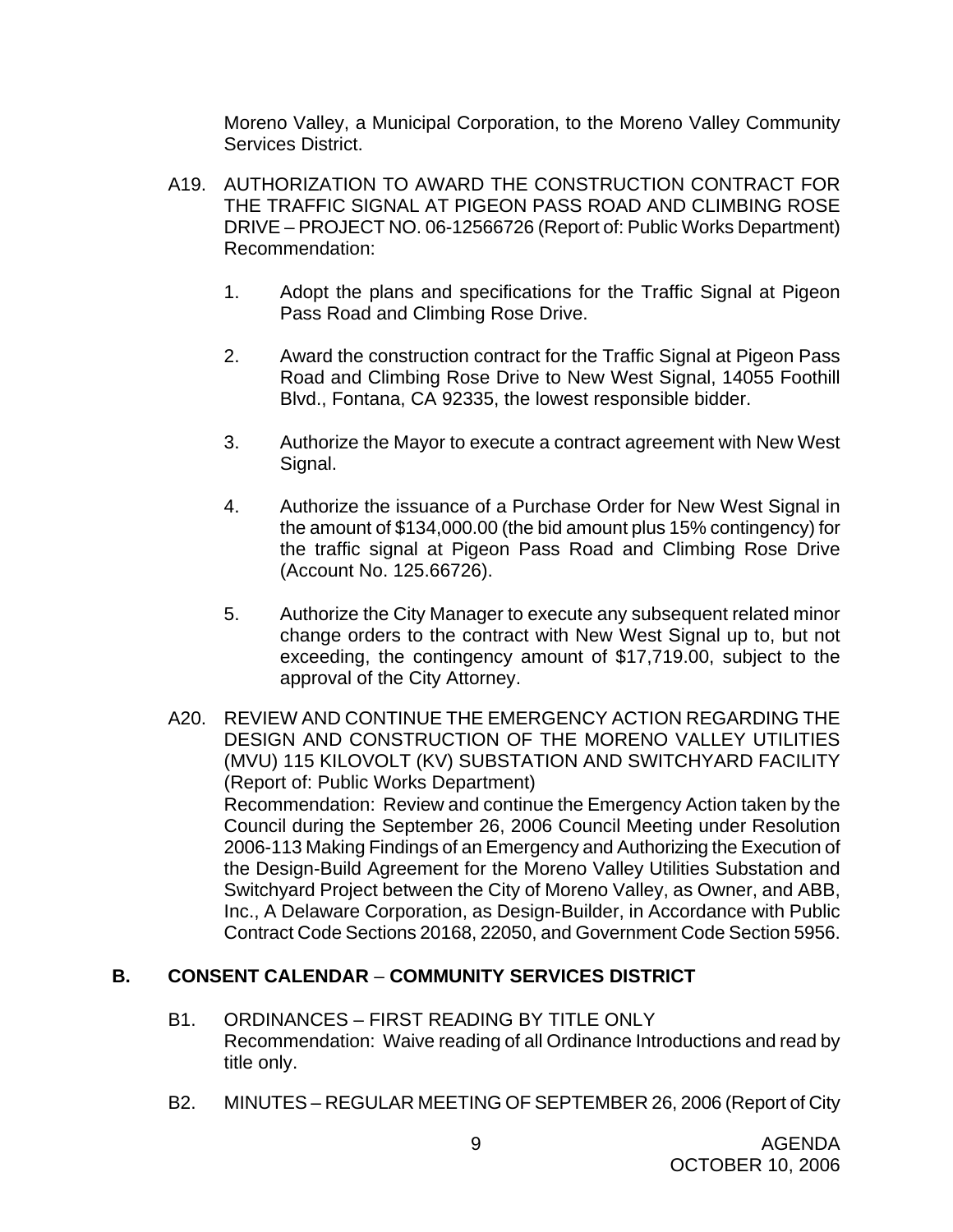Moreno Valley, a Municipal Corporation, to the Moreno Valley Community Services District.

A19. AUTHORIZATION TO AWARD THE CONSTRUCTION CONTRACT FOR THE TRAFFIC SIGNAL AT PIGEON PASS ROAD AND CLIMBING ROSE DRIVE – PROJECT NO. 06-12566726 (Report of: Public Works Department)
Recommendation:

1. Adopt the plans and specifications for the Traffic Signal at Pigeon Pass Road and Climbing Rose Drive.

2. Award the construction contract for the Traffic Signal at Pigeon Pass Road and Climbing Rose Drive to New West Signal, 14055 Foothill Blvd., Fontana, CA 92335, the lowest responsible bidder.

3. Authorize the Mayor to execute a contract agreement with New West Signal.

4. Authorize the issuance of a Purchase Order for New West Signal in the amount of $134,000.00 (the bid amount plus 15% contingency) for the traffic signal at Pigeon Pass Road and Climbing Rose Drive (Account No. 125.66726).

5. Authorize the City Manager to execute any subsequent related minor change orders to the contract with New West Signal up to, but not exceeding, the contingency amount of $17,719.00, subject to the approval of the City Attorney.

A20. REVIEW AND CONTINUE THE EMERGENCY ACTION REGARDING THE DESIGN AND CONSTRUCTION OF THE MORENO VALLEY UTILITIES (MVU) 115 KILOVOLT (KV) SUBSTATION AND SWITCHYARD FACILITY (Report of: Public Works Department)
Recommendation: Review and continue the Emergency Action taken by the Council during the September 26, 2006 Council Meeting under Resolution 2006-113 Making Findings of an Emergency and Authorizing the Execution of the Design-Build Agreement for the Moreno Valley Utilities Substation and Switchyard Project between the City of Moreno Valley, as Owner, and ABB, Inc., A Delaware Corporation, as Design-Builder, in Accordance with Public Contract Code Sections 20168, 22050, and Government Code Section 5956.

## B. CONSENT CALENDAR – COMMUNITY SERVICES DISTRICT

B1. ORDINANCES – FIRST READING BY TITLE ONLY
Recommendation: Waive reading of all Ordinance Introductions and read by title only.

B2. MINUTES – REGULAR MEETING OF SEPTEMBER 26, 2006 (Report of City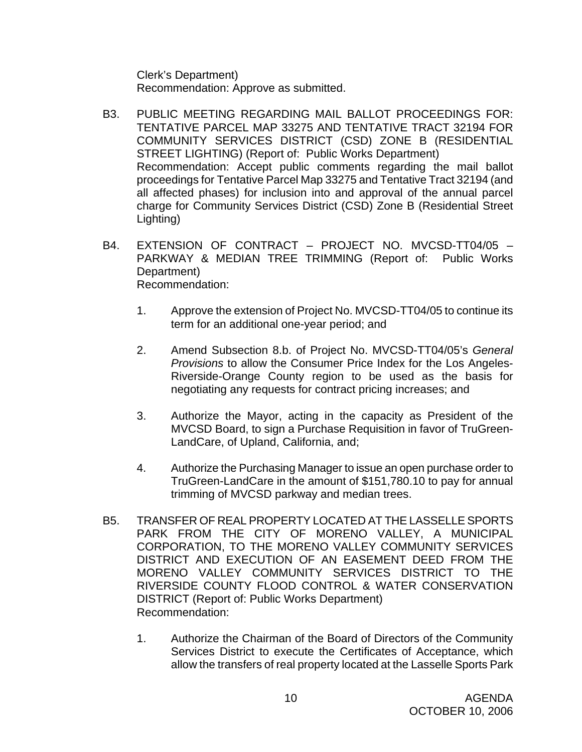Clerk's Department)
Recommendation: Approve as submitted.

B3. PUBLIC MEETING REGARDING MAIL BALLOT PROCEEDINGS FOR: TENTATIVE PARCEL MAP 33275 AND TENTATIVE TRACT 32194 FOR COMMUNITY SERVICES DISTRICT (CSD) ZONE B (RESIDENTIAL STREET LIGHTING) (Report of: Public Works Department)
Recommendation: Accept public comments regarding the mail ballot proceedings for Tentative Parcel Map 33275 and Tentative Tract 32194 (and all affected phases) for inclusion into and approval of the annual parcel charge for Community Services District (CSD) Zone B (Residential Street Lighting)

B4. EXTENSION OF CONTRACT – PROJECT NO. MVCSD-TT04/05 – PARKWAY & MEDIAN TREE TRIMMING (Report of: Public Works Department)
Recommendation:

1. Approve the extension of Project No. MVCSD-TT04/05 to continue its term for an additional one-year period; and

2. Amend Subsection 8.b. of Project No. MVCSD-TT04/05's *General Provisions* to allow the Consumer Price Index for the Los Angeles-Riverside-Orange County region to be used as the basis for negotiating any requests for contract pricing increases; and

3. Authorize the Mayor, acting in the capacity as President of the MVCSD Board, to sign a Purchase Requisition in favor of TruGreen-LandCare, of Upland, California, and;

4. Authorize the Purchasing Manager to issue an open purchase order to TruGreen-LandCare in the amount of $151,780.10 to pay for annual trimming of MVCSD parkway and median trees.

B5. TRANSFER OF REAL PROPERTY LOCATED AT THE LASSELLE SPORTS PARK FROM THE CITY OF MORENO VALLEY, A MUNICIPAL CORPORATION, TO THE MORENO VALLEY COMMUNITY SERVICES DISTRICT AND EXECUTION OF AN EASEMENT DEED FROM THE MORENO VALLEY COMMUNITY SERVICES DISTRICT TO THE RIVERSIDE COUNTY FLOOD CONTROL & WATER CONSERVATION DISTRICT (Report of: Public Works Department)
Recommendation:

1. Authorize the Chairman of the Board of Directors of the Community Services District to execute the Certificates of Acceptance, which allow the transfers of real property located at the Lasselle Sports Park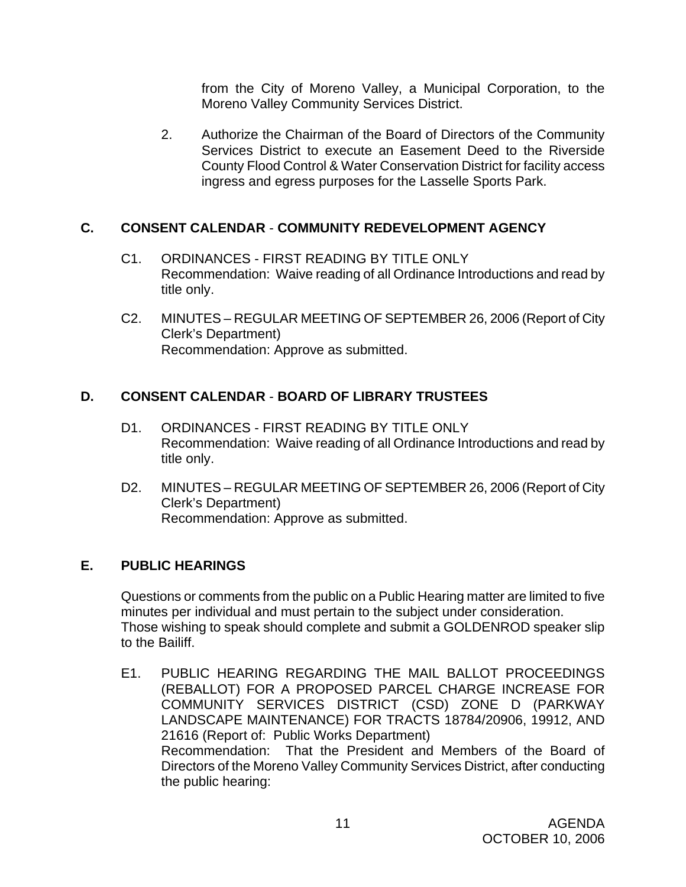from the City of Moreno Valley, a Municipal Corporation, to the Moreno Valley Community Services District.

2. Authorize the Chairman of the Board of Directors of the Community Services District to execute an Easement Deed to the Riverside County Flood Control & Water Conservation District for facility access ingress and egress purposes for the Lasselle Sports Park.

## C. CONSENT CALENDAR - COMMUNITY REDEVELOPMENT AGENCY

C1. ORDINANCES - FIRST READING BY TITLE ONLY
Recommendation: Waive reading of all Ordinance Introductions and read by title only.

C2. MINUTES – REGULAR MEETING OF SEPTEMBER 26, 2006 (Report of City Clerk's Department)
Recommendation: Approve as submitted.

## D. CONSENT CALENDAR - BOARD OF LIBRARY TRUSTEES

D1. ORDINANCES - FIRST READING BY TITLE ONLY
Recommendation: Waive reading of all Ordinance Introductions and read by title only.

D2. MINUTES – REGULAR MEETING OF SEPTEMBER 26, 2006 (Report of City Clerk's Department)
Recommendation: Approve as submitted.

## E. PUBLIC HEARINGS

Questions or comments from the public on a Public Hearing matter are limited to five minutes per individual and must pertain to the subject under consideration.
Those wishing to speak should complete and submit a GOLDENROD speaker slip to the Bailiff.

E1. PUBLIC HEARING REGARDING THE MAIL BALLOT PROCEEDINGS (REBALLOT) FOR A PROPOSED PARCEL CHARGE INCREASE FOR COMMUNITY SERVICES DISTRICT (CSD) ZONE D (PARKWAY LANDSCAPE MAINTENANCE) FOR TRACTS 18784/20906, 19912, AND 21616 (Report of: Public Works Department)
Recommendation: That the President and Members of the Board of Directors of the Moreno Valley Community Services District, after conducting the public hearing: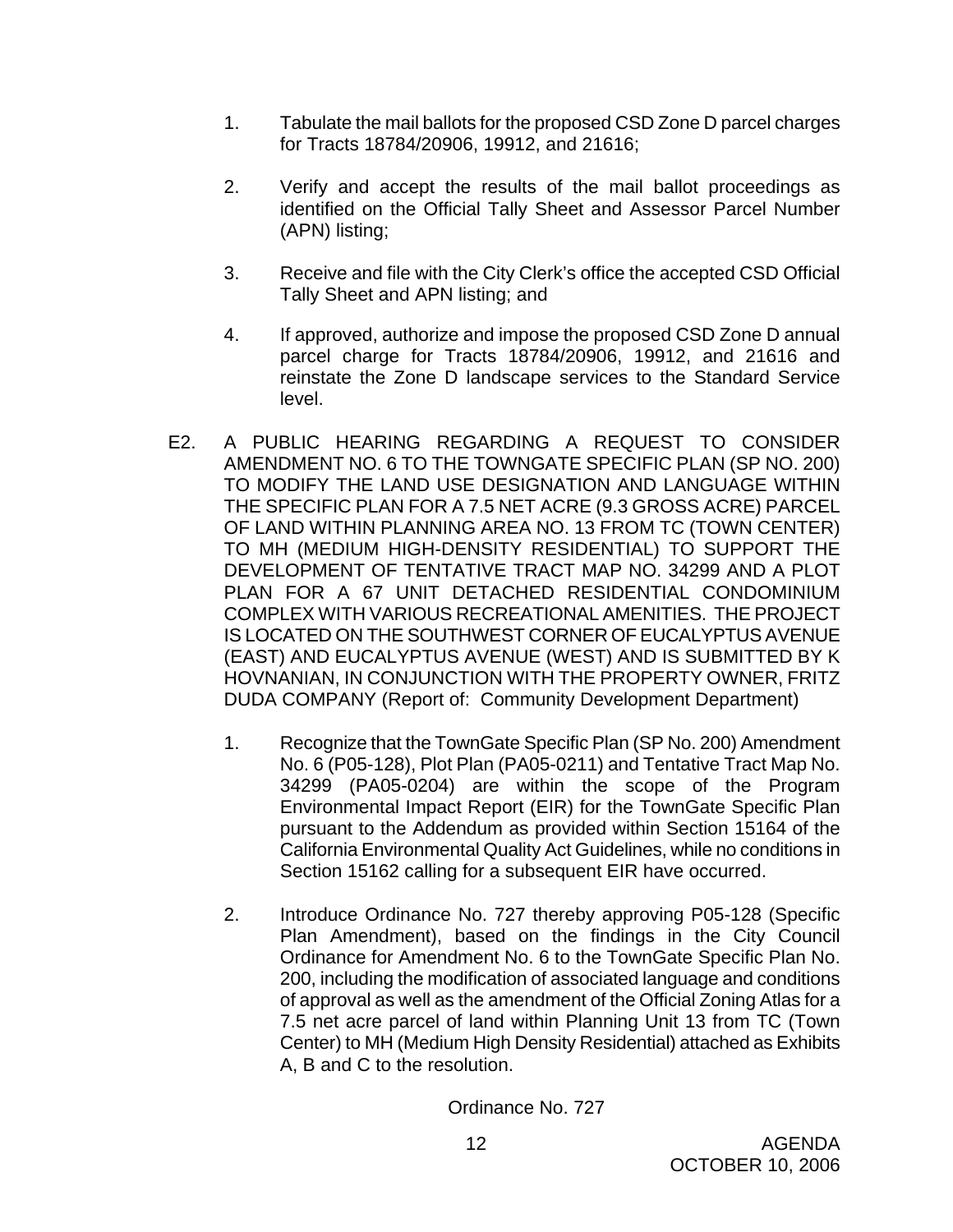1. Tabulate the mail ballots for the proposed CSD Zone D parcel charges for Tracts 18784/20906, 19912, and 21616;

2. Verify and accept the results of the mail ballot proceedings as identified on the Official Tally Sheet and Assessor Parcel Number (APN) listing;

3. Receive and file with the City Clerk's office the accepted CSD Official Tally Sheet and APN listing; and

4. If approved, authorize and impose the proposed CSD Zone D annual parcel charge for Tracts 18784/20906, 19912, and 21616 and reinstate the Zone D landscape services to the Standard Service level.

E2. A PUBLIC HEARING REGARDING A REQUEST TO CONSIDER AMENDMENT NO. 6 TO THE TOWNGATE SPECIFIC PLAN (SP NO. 200) TO MODIFY THE LAND USE DESIGNATION AND LANGUAGE WITHIN THE SPECIFIC PLAN FOR A 7.5 NET ACRE (9.3 GROSS ACRE) PARCEL OF LAND WITHIN PLANNING AREA NO. 13 FROM TC (TOWN CENTER) TO MH (MEDIUM HIGH-DENSITY RESIDENTIAL) TO SUPPORT THE DEVELOPMENT OF TENTATIVE TRACT MAP NO. 34299 AND A PLOT PLAN FOR A 67 UNIT DETACHED RESIDENTIAL CONDOMINIUM COMPLEX WITH VARIOUS RECREATIONAL AMENITIES. THE PROJECT IS LOCATED ON THE SOUTHWEST CORNER OF EUCALYPTUS AVENUE (EAST) AND EUCALYPTUS AVENUE (WEST) AND IS SUBMITTED BY K HOVNANIAN, IN CONJUNCTION WITH THE PROPERTY OWNER, FRITZ DUDA COMPANY (Report of: Community Development Department)

1. Recognize that the TownGate Specific Plan (SP No. 200) Amendment No. 6 (P05-128), Plot Plan (PA05-0211) and Tentative Tract Map No. 34299 (PA05-0204) are within the scope of the Program Environmental Impact Report (EIR) for the TownGate Specific Plan pursuant to the Addendum as provided within Section 15164 of the California Environmental Quality Act Guidelines, while no conditions in Section 15162 calling for a subsequent EIR have occurred.

2. Introduce Ordinance No. 727 thereby approving P05-128 (Specific Plan Amendment), based on the findings in the City Council Ordinance for Amendment No. 6 to the TownGate Specific Plan No. 200, including the modification of associated language and conditions of approval as well as the amendment of the Official Zoning Atlas for a 7.5 net acre parcel of land within Planning Unit 13 from TC (Town Center) to MH (Medium High Density Residential) attached as Exhibits A, B and C to the resolution.

Ordinance No. 727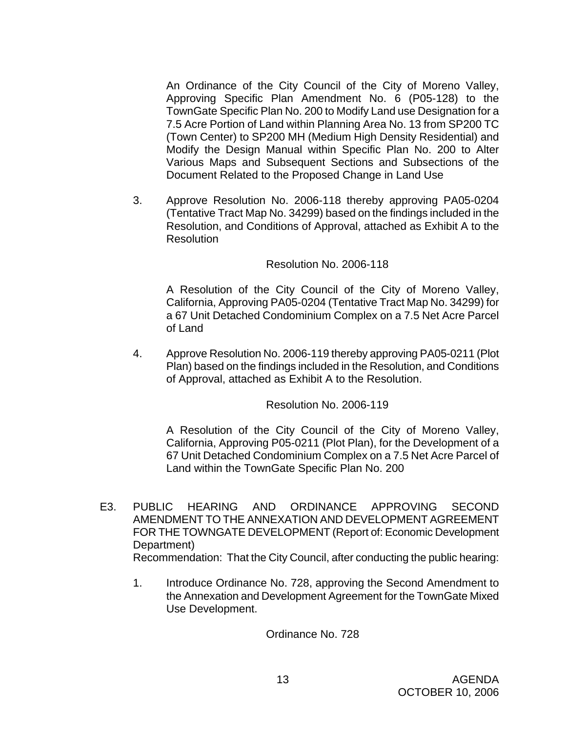An Ordinance of the City Council of the City of Moreno Valley, Approving Specific Plan Amendment No. 6 (P05-128) to the TownGate Specific Plan No. 200 to Modify Land use Designation for a 7.5 Acre Portion of Land within Planning Area No. 13 from SP200 TC (Town Center) to SP200 MH (Medium High Density Residential) and Modify the Design Manual within Specific Plan No. 200 to Alter Various Maps and Subsequent Sections and Subsections of the Document Related to the Proposed Change in Land Use

3. Approve Resolution No. 2006-118 thereby approving PA05-0204 (Tentative Tract Map No. 34299) based on the findings included in the Resolution, and Conditions of Approval, attached as Exhibit A to the Resolution

Resolution No. 2006-118

A Resolution of the City Council of the City of Moreno Valley, California, Approving PA05-0204 (Tentative Tract Map No. 34299) for a 67 Unit Detached Condominium Complex on a 7.5 Net Acre Parcel of Land

4. Approve Resolution No. 2006-119 thereby approving PA05-0211 (Plot Plan) based on the findings included in the Resolution, and Conditions of Approval, attached as Exhibit A to the Resolution.

Resolution No. 2006-119

A Resolution of the City Council of the City of Moreno Valley, California, Approving P05-0211 (Plot Plan), for the Development of a 67 Unit Detached Condominium Complex on a 7.5 Net Acre Parcel of Land within the TownGate Specific Plan No. 200

E3. PUBLIC HEARING AND ORDINANCE APPROVING SECOND AMENDMENT TO THE ANNEXATION AND DEVELOPMENT AGREEMENT FOR THE TOWNGATE DEVELOPMENT (Report of: Economic Development Department)
Recommendation: That the City Council, after conducting the public hearing:

1. Introduce Ordinance No. 728, approving the Second Amendment to the Annexation and Development Agreement for the TownGate Mixed Use Development.

Ordinance No. 728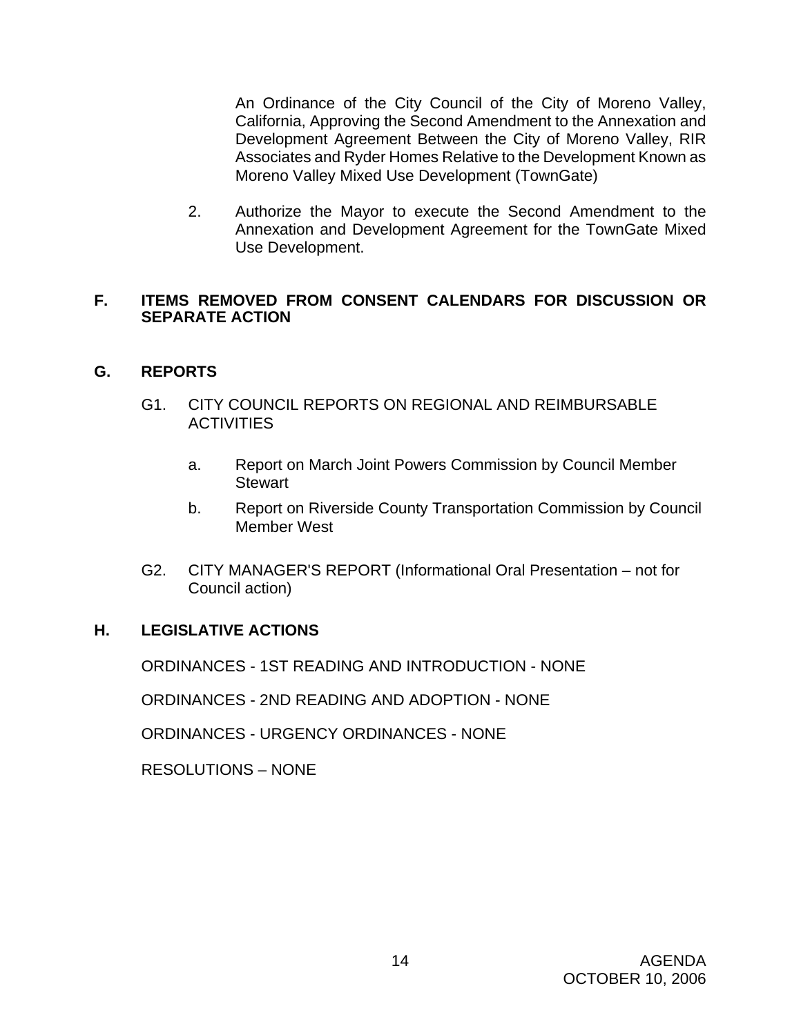An Ordinance of the City Council of the City of Moreno Valley, California, Approving the Second Amendment to the Annexation and Development Agreement Between the City of Moreno Valley, RIR Associates and Ryder Homes Relative to the Development Known as Moreno Valley Mixed Use Development (TownGate)

2. Authorize the Mayor to execute the Second Amendment to the Annexation and Development Agreement for the TownGate Mixed Use Development.

## F. ITEMS REMOVED FROM CONSENT CALENDARS FOR DISCUSSION OR SEPARATE ACTION

## G. REPORTS

G1. CITY COUNCIL REPORTS ON REGIONAL AND REIMBURSABLE ACTIVITIES

a. Report on March Joint Powers Commission by Council Member Stewart

b. Report on Riverside County Transportation Commission by Council Member West

G2. CITY MANAGER'S REPORT (Informational Oral Presentation – not for Council action)

## H. LEGISLATIVE ACTIONS

ORDINANCES - 1ST READING AND INTRODUCTION - NONE

ORDINANCES - 2ND READING AND ADOPTION - NONE

ORDINANCES - URGENCY ORDINANCES - NONE

RESOLUTIONS – NONE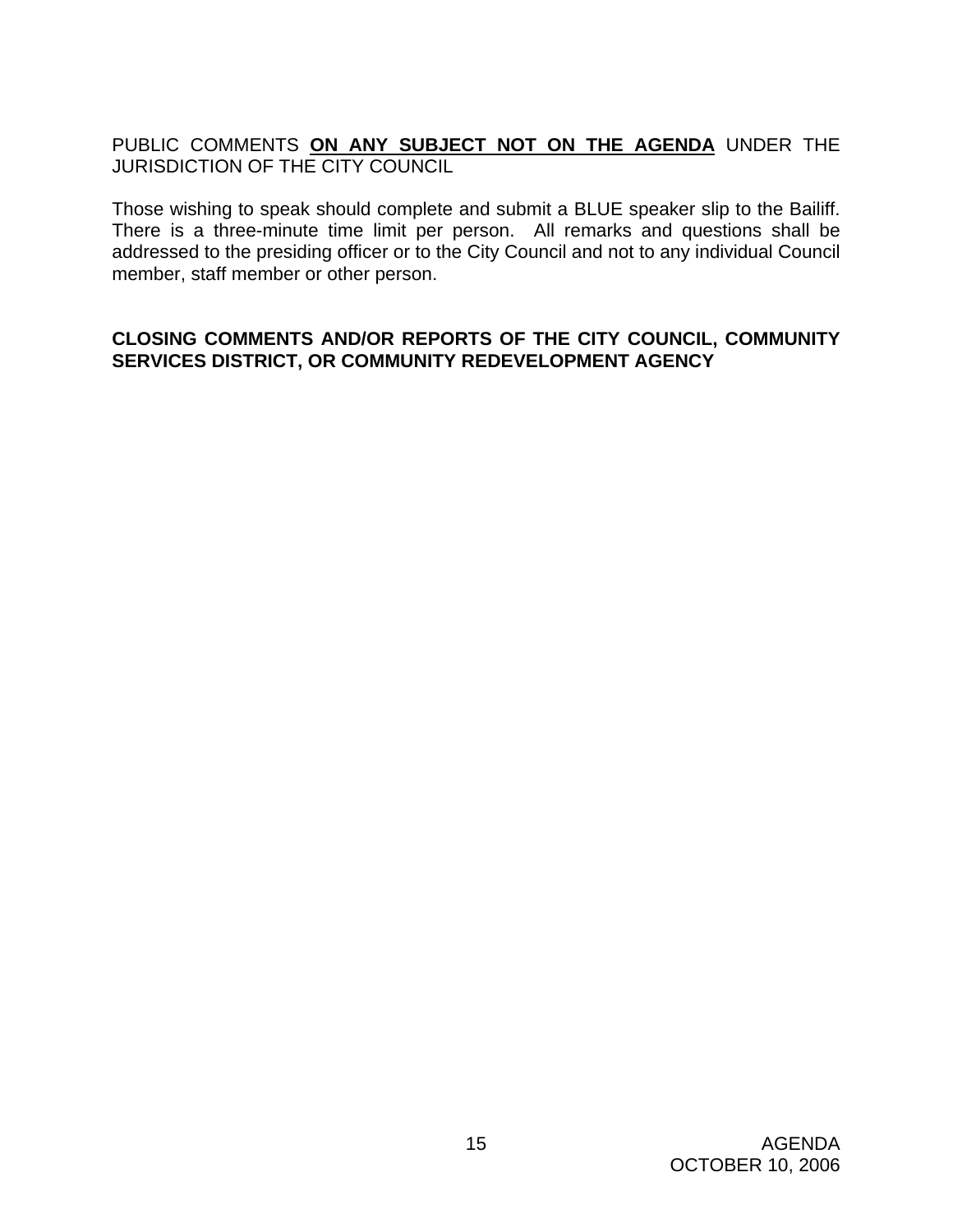PUBLIC COMMENTS **ON ANY SUBJECT NOT ON THE AGENDA** UNDER THE JURISDICTION OF THE CITY COUNCIL

Those wishing to speak should complete and submit a BLUE speaker slip to the Bailiff. There is a three-minute time limit per person. All remarks and questions shall be addressed to the presiding officer or to the City Council and not to any individual Council member, staff member or other person.

**CLOSING COMMENTS AND/OR REPORTS OF THE CITY COUNCIL, COMMUNITY SERVICES DISTRICT, OR COMMUNITY REDEVELOPMENT AGENCY**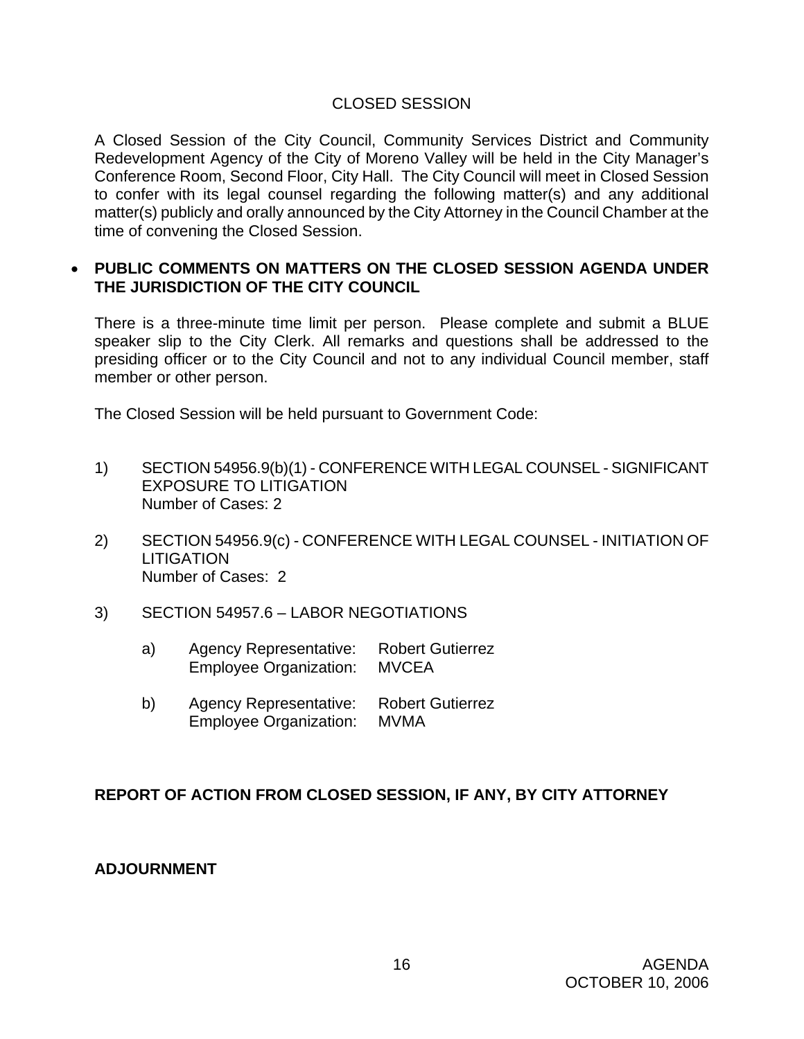## CLOSED SESSION

A Closed Session of the City Council, Community Services District and Community Redevelopment Agency of the City of Moreno Valley will be held in the City Manager's Conference Room, Second Floor, City Hall. The City Council will meet in Closed Session to confer with its legal counsel regarding the following matter(s) and any additional matter(s) publicly and orally announced by the City Attorney in the Council Chamber at the time of convening the Closed Session.

- **PUBLIC COMMENTS ON MATTERS ON THE CLOSED SESSION AGENDA UNDER THE JURISDICTION OF THE CITY COUNCIL**

  There is a three-minute time limit per person. Please complete and submit a BLUE speaker slip to the City Clerk. All remarks and questions shall be addressed to the presiding officer or to the City Council and not to any individual Council member, staff member or other person.

  The Closed Session will be held pursuant to Government Code:

1) SECTION 54956.9(b)(1) - CONFERENCE WITH LEGAL COUNSEL - SIGNIFICANT EXPOSURE TO LITIGATION
   Number of Cases: 2

2) SECTION 54956.9(c) - CONFERENCE WITH LEGAL COUNSEL - INITIATION OF LITIGATION
   Number of Cases: 2

3) SECTION 54957.6 – LABOR NEGOTIATIONS

   a) Agency Representative: Robert Gutierrez
      Employee Organization: MVCEA

   b) Agency Representative: Robert Gutierrez
      Employee Organization: MVMA

**REPORT OF ACTION FROM CLOSED SESSION, IF ANY, BY CITY ATTORNEY**

**ADJOURNMENT**